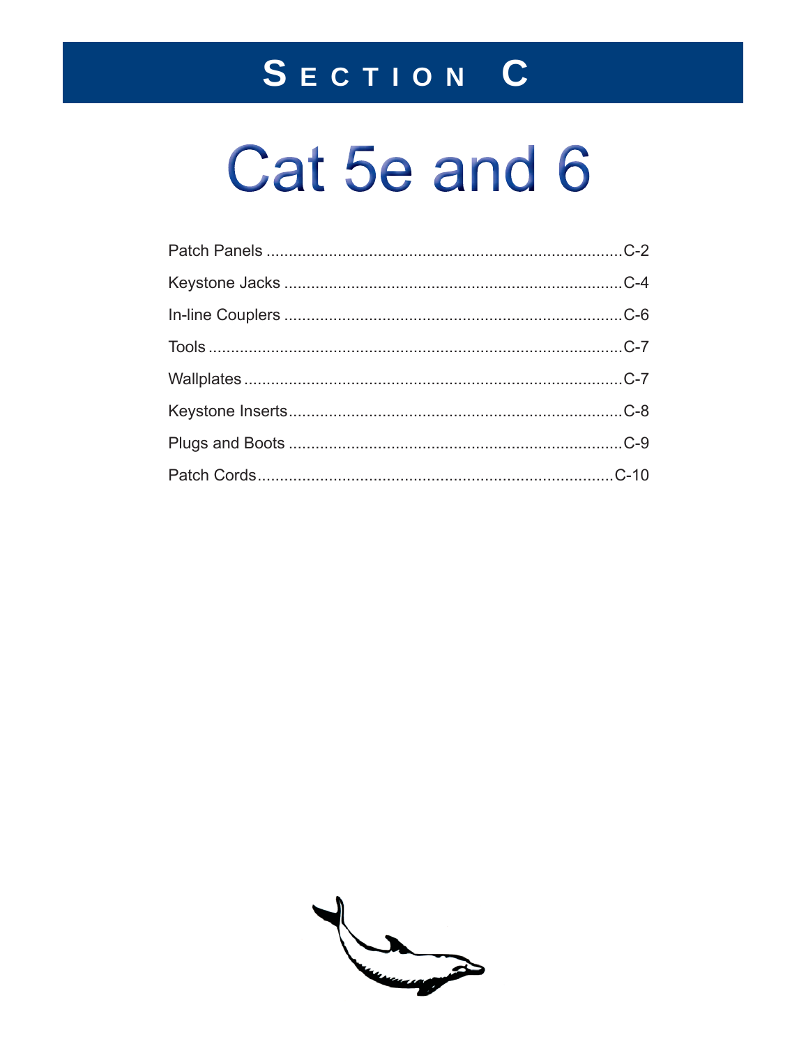# Section C

# Cat 5e and 6

Patch Panels ................................................................................C-2

Keystone Jacks ...........................................................................C-4

In-line Couplers ...........................................................................C-6

Tools ............................................................................................C-7

Wallplates ....................................................................................C-7

Keystone Inserts..........................................................................C-8

Plugs and Boots ...........................................................................C-9

Patch Cords................................................................................C-10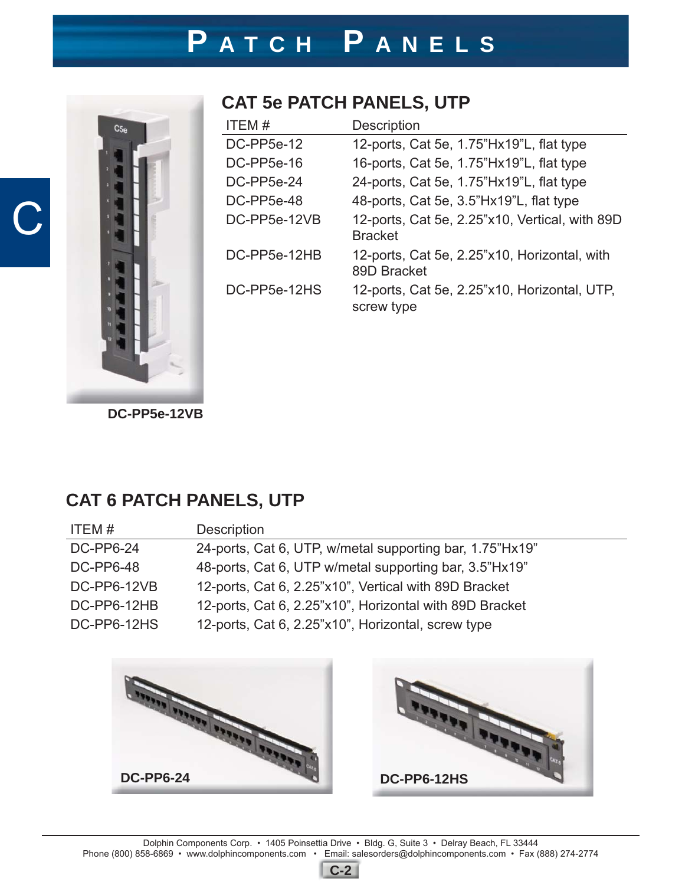# PATCH PANELS

## CAT 5e PATCH PANELS, UTP

| ITEM # | Description |
| --- | --- |
| DC-PP5e-12 | 12-ports, Cat 5e, 1.75"Hx19"L, flat type |
| DC-PP5e-16 | 16-ports, Cat 5e, 1.75"Hx19"L, flat type |
| DC-PP5e-24 | 24-ports, Cat 5e, 1.75"Hx19"L, flat type |
| DC-PP5e-48 | 48-ports, Cat 5e, 3.5"Hx19"L, flat type |
| DC-PP5e-12VB | 12-ports, Cat 5e, 2.25"x10, Vertical, with 89D Bracket |
| DC-PP5e-12HB | 12-ports, Cat 5e, 2.25"x10, Horizontal, with 89D Bracket |
| DC-PP5e-12HS | 12-ports, Cat 5e, 2.25"x10, Horizontal, UTP, screw type |

DC-PP5e-12VB

## CAT 6 PATCH PANELS, UTP

| ITEM # | Description |
| --- | --- |
| DC-PP6-24 | 24-ports, Cat 6, UTP, w/metal supporting bar, 1.75"Hx19" |
| DC-PP6-48 | 48-ports, Cat 6, UTP w/metal supporting bar, 3.5"Hx19" |
| DC-PP6-12VB | 12-ports, Cat 6, 2.25"x10", Vertical with 89D Bracket |
| DC-PP6-12HB | 12-ports, Cat 6, 2.25"x10", Horizontal with 89D Bracket |
| DC-PP6-12HS | 12-ports, Cat 6, 2.25"x10", Horizontal, screw type |

DC-PP6-24

DC-PP6-12HS

Dolphin Components Corp. • 1405 Poinsettia Drive • Bldg. G, Suite 3 • Delray Beach, FL 33444
Phone (800) 858-6869 • www.dolphincomponents.com • Email: salesorders@dolphincomponents.com • Fax (888) 274-2774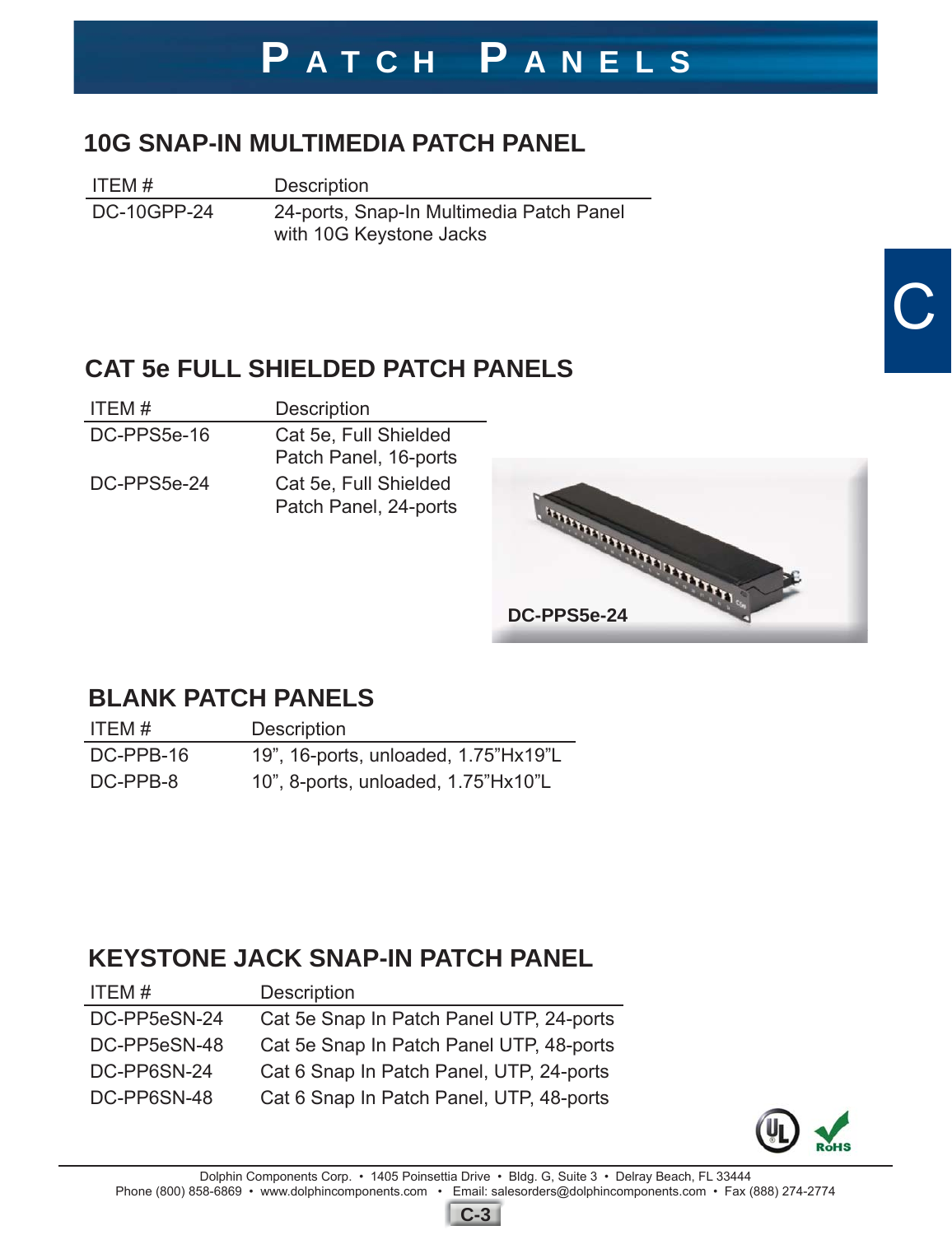# Patch Panels

## 10G SNAP-IN MULTIMEDIA PATCH PANEL

| ITEM # | Description |
| --- | --- |
| DC-10GPP-24 | 24-ports, Snap-In Multimedia Patch Panel with 10G Keystone Jacks |

## CAT 5e FULL SHIELDED PATCH PANELS

| ITEM # | Description |
| --- | --- |
| DC-PPS5e-16 | Cat 5e, Full Shielded Patch Panel, 16-ports |
| DC-PPS5e-24 | Cat 5e, Full Shielded Patch Panel, 24-ports |

DC-PPS5e-24

## BLANK PATCH PANELS

| ITEM # | Description |
| --- | --- |
| DC-PPB-16 | 19”, 16-ports, unloaded, 1.75”Hx19”L |
| DC-PPB-8 | 10”, 8-ports, unloaded, 1.75”Hx10”L |

## KEYSTONE JACK SNAP-IN PATCH PANEL

| ITEM # | Description |
| --- | --- |
| DC-PP5eSN-24 | Cat 5e Snap In Patch Panel UTP, 24-ports |
| DC-PP5eSN-48 | Cat 5e Snap In Patch Panel UTP, 48-ports |
| DC-PP6SN-24 | Cat 6 Snap In Patch Panel, UTP, 24-ports |
| DC-PP6SN-48 | Cat 6 Snap In Patch Panel, UTP, 48-ports |

Dolphin Components Corp. • 1405 Poinsettia Drive • Bldg. G, Suite 3 • Delray Beach, FL 33444
Phone (800) 858-6869 • www.dolphincomponents.com • Email: salesorders@dolphincomponents.com • Fax (888) 274-2774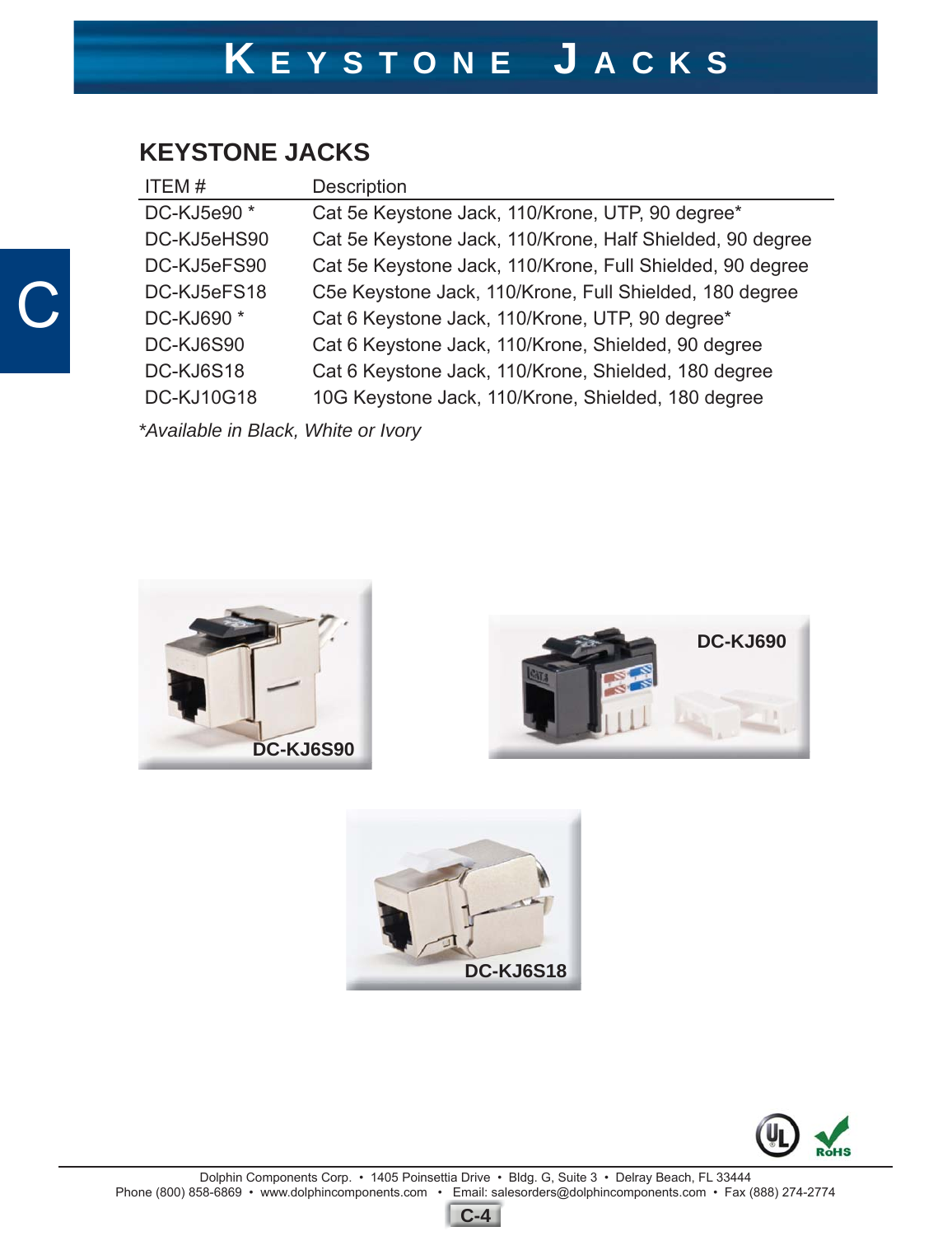# KEYSTONE JACKS

## KEYSTONE JACKS

| ITEM # | Description |
| --- | --- |
| DC-KJ5e90 * | Cat 5e Keystone Jack, 110/Krone, UTP, 90 degree* |
| DC-KJ5eHS90 | Cat 5e Keystone Jack, 110/Krone, Half Shielded, 90 degree |
| DC-KJ5eFS90 | Cat 5e Keystone Jack, 110/Krone, Full Shielded, 90 degree |
| DC-KJ5eFS18 | C5e Keystone Jack, 110/Krone, Full Shielded, 180 degree |
| DC-KJ690 * | Cat 6 Keystone Jack, 110/Krone, UTP, 90 degree* |
| DC-KJ6S90 | Cat 6 Keystone Jack, 110/Krone, Shielded, 90 degree |
| DC-KJ6S18 | Cat 6 Keystone Jack, 110/Krone, Shielded, 180 degree |
| DC-KJ10G18 | 10G Keystone Jack, 110/Krone, Shielded, 180 degree |

*\*Available in Black, White or Ivory*

DC-KJ6S90

DC-KJ690

DC-KJ6S18

Dolphin Components Corp. • 1405 Poinsettia Drive • Bldg. G, Suite 3 • Delray Beach, FL 33444
Phone (800) 858-6869 • www.dolphincomponents.com • Email: salesorders@dolphincomponents.com • Fax (888) 274-2774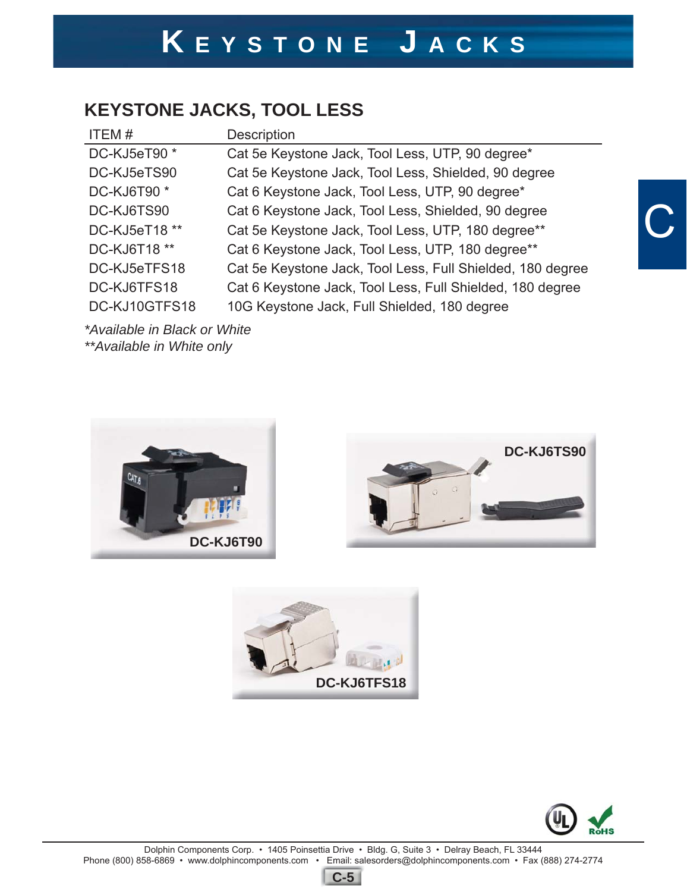# KEYSTONE JACKS

## KEYSTONE JACKS, TOOL LESS

| ITEM # | Description |
|---|---|
| DC-KJ5eT90 * | Cat 5e Keystone Jack, Tool Less, UTP, 90 degree* |
| DC-KJ5eTS90 | Cat 5e Keystone Jack, Tool Less, Shielded, 90 degree |
| DC-KJ6T90 * | Cat 6 Keystone Jack, Tool Less, UTP, 90 degree* |
| DC-KJ6TS90 | Cat 6 Keystone Jack, Tool Less, Shielded, 90 degree |
| DC-KJ5eT18 ** | Cat 5e Keystone Jack, Tool Less, UTP, 180 degree** |
| DC-KJ6T18 ** | Cat 6 Keystone Jack, Tool Less, UTP, 180 degree** |
| DC-KJ5eTFS18 | Cat 5e Keystone Jack, Tool Less, Full Shielded, 180 degree |
| DC-KJ6TFS18 | Cat 6 Keystone Jack, Tool Less, Full Shielded, 180 degree |
| DC-KJ10GTFS18 | 10G Keystone Jack, Full Shielded, 180 degree |

*\*Available in Black or White*
*\*\*Available in White only*

DC-KJ6T90

DC-KJ6TS90

DC-KJ6TFS18

Dolphin Components Corp. • 1405 Poinsettia Drive • Bldg. G, Suite 3 • Delray Beach, FL 33444
Phone (800) 858-6869 • www.dolphincomponents.com • Email: salesorders@dolphincomponents.com • Fax (888) 274-2774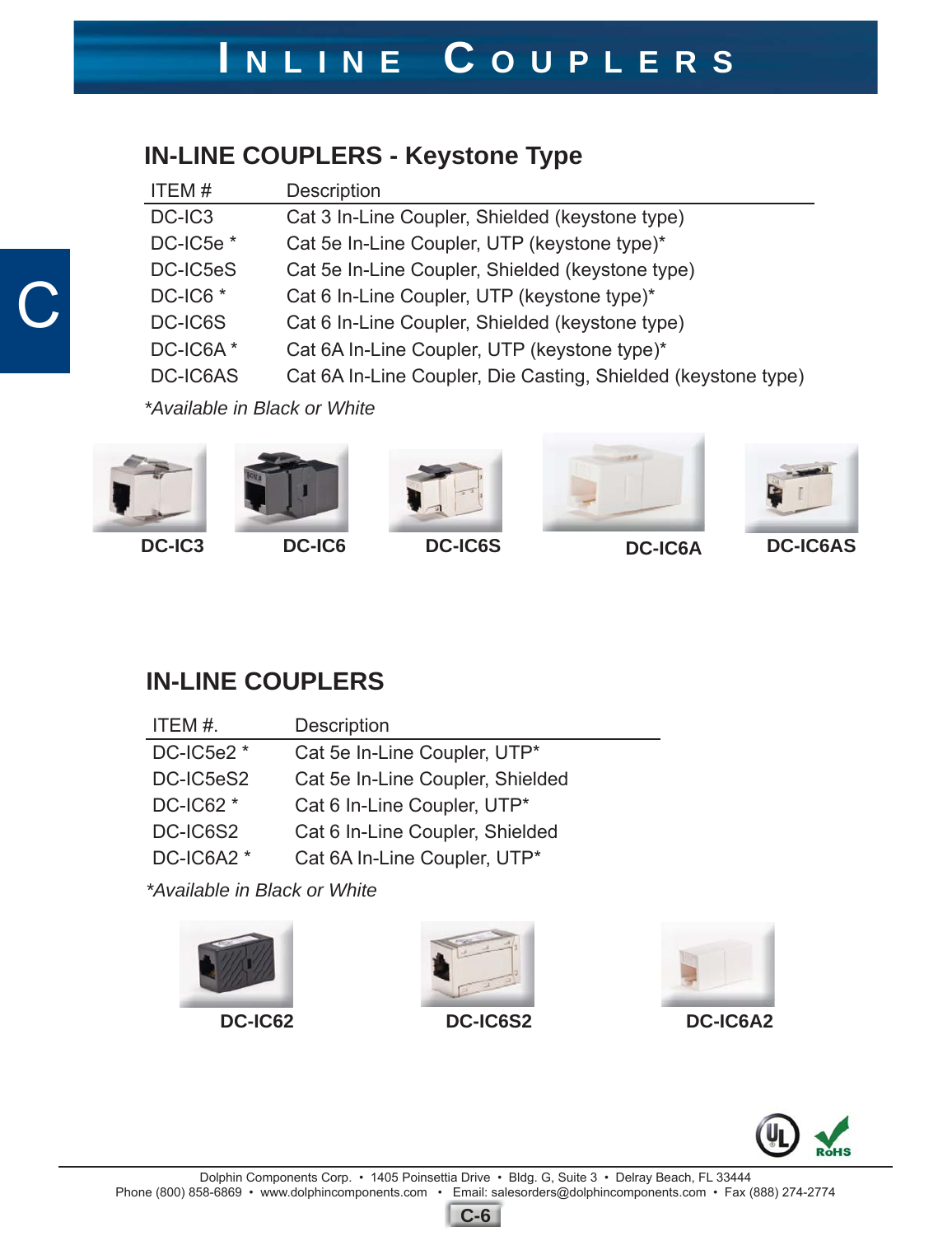# INLINE COUPLERS

## IN-LINE COUPLERS - Keystone Type

| ITEM # | Description |
|---|---|
| DC-IC3 | Cat 3 In-Line Coupler, Shielded (keystone type) |
| DC-IC5e * | Cat 5e In-Line Coupler, UTP (keystone type)* |
| DC-IC5eS | Cat 5e In-Line Coupler, Shielded (keystone type) |
| DC-IC6 * | Cat 6 In-Line Coupler, UTP (keystone type)* |
| DC-IC6S | Cat 6 In-Line Coupler, Shielded (keystone type) |
| DC-IC6A * | Cat 6A In-Line Coupler, UTP (keystone type)* |
| DC-IC6AS | Cat 6A In-Line Coupler, Die Casting, Shielded (keystone type) |

*\*Available in Black or White*

DC-IC3 DC-IC6 DC-IC6S DC-IC6A DC-IC6AS

## IN-LINE COUPLERS

| ITEM #. | Description |
|---|---|
| DC-IC5e2 * | Cat 5e In-Line Coupler, UTP* |
| DC-IC5eS2 | Cat 5e In-Line Coupler, Shielded |
| DC-IC62 * | Cat 6 In-Line Coupler, UTP* |
| DC-IC6S2 | Cat 6 In-Line Coupler, Shielded |
| DC-IC6A2 * | Cat 6A In-Line Coupler, UTP* |

*\*Available in Black or White*

DC-IC62 DC-IC6S2 DC-IC6A2

Dolphin Components Corp. • 1405 Poinsettia Drive • Bldg. G, Suite 3 • Delray Beach, FL 33444
Phone (800) 858-6869 • www.dolphincomponents.com • Email: salesorders@dolphincomponents.com • Fax (888) 274-2774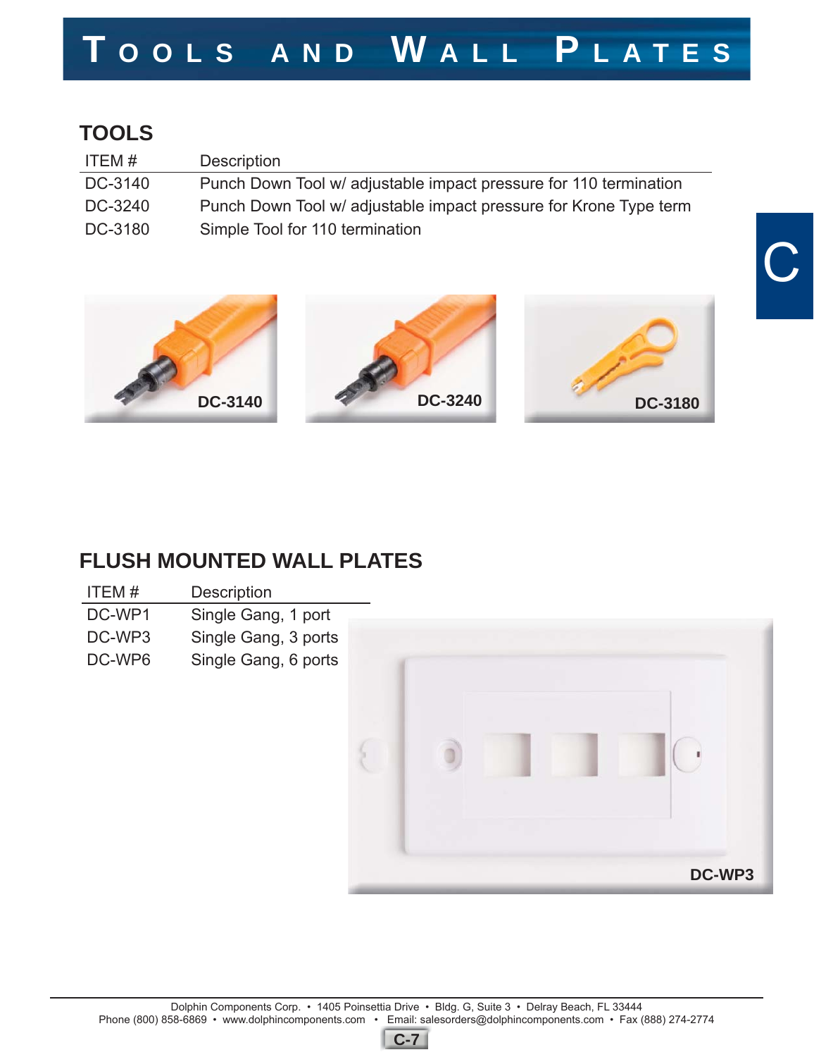# Tools and Wall Plates

## TOOLS

| ITEM # | Description |
|---|---|
| DC-3140 | Punch Down Tool w/ adjustable impact pressure for 110 termination |
| DC-3240 | Punch Down Tool w/ adjustable impact pressure for Krone Type term |
| DC-3180 | Simple Tool for 110 termination |

DC-3140

DC-3240

DC-3180

## FLUSH MOUNTED WALL PLATES

| ITEM # | Description |
|---|---|
| DC-WP1 | Single Gang, 1 port |
| DC-WP3 | Single Gang, 3 ports |
| DC-WP6 | Single Gang, 6 ports |

DC-WP3

Dolphin Components Corp. • 1405 Poinsettia Drive • Bldg. G, Suite 3 • Delray Beach, FL 33444
Phone (800) 858-6869 • www.dolphincomponents.com • Email: salesorders@dolphincomponents.com • Fax (888) 274-2774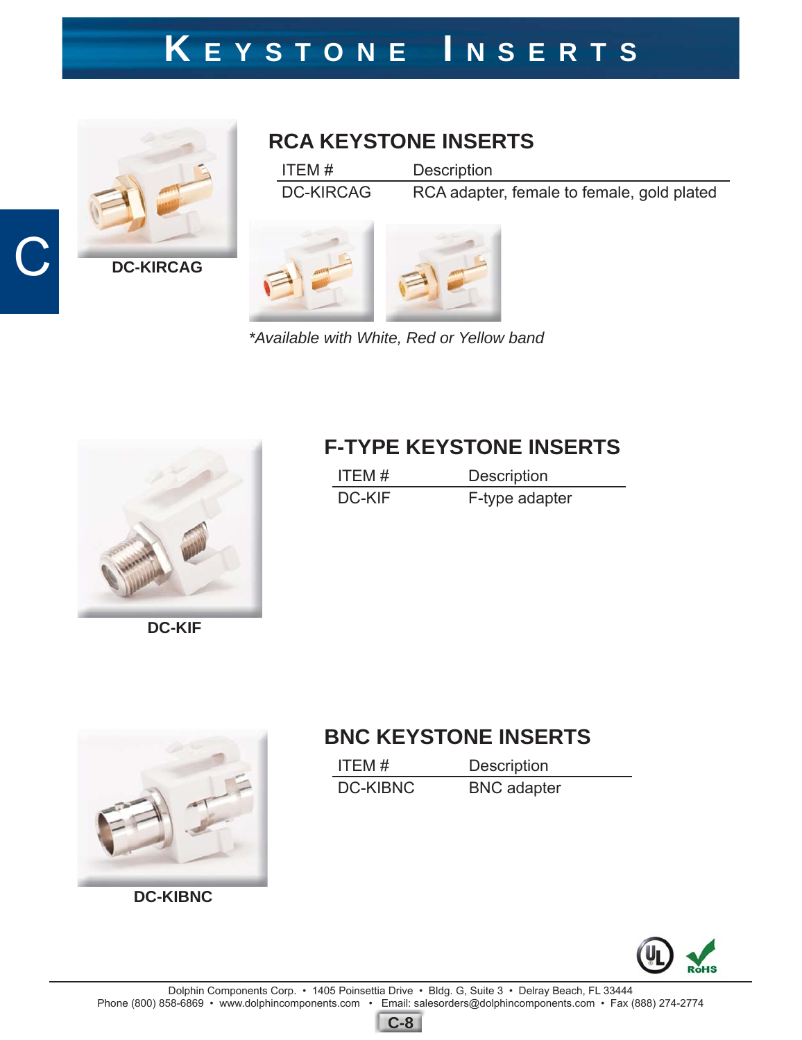# KEYSTONE INSERTS

DC-KIRCAG

## RCA KEYSTONE INSERTS

| ITEM # | Description |
| --- | --- |
| DC-KIRCAG | RCA adapter, female to female, gold plated |

*\*Available with White, Red or Yellow band*

DC-KIF

## F-TYPE KEYSTONE INSERTS

| ITEM # | Description |
| --- | --- |
| DC-KIF | F-type adapter |

DC-KIBNC

## BNC KEYSTONE INSERTS

| ITEM # | Description |
| --- | --- |
| DC-KIBNC | BNC adapter |

Dolphin Components Corp. • 1405 Poinsettia Drive • Bldg. G, Suite 3 • Delray Beach, FL 33444
Phone (800) 858-6869 • www.dolphincomponents.com • Email: salesorders@dolphincomponents.com • Fax (888) 274-2774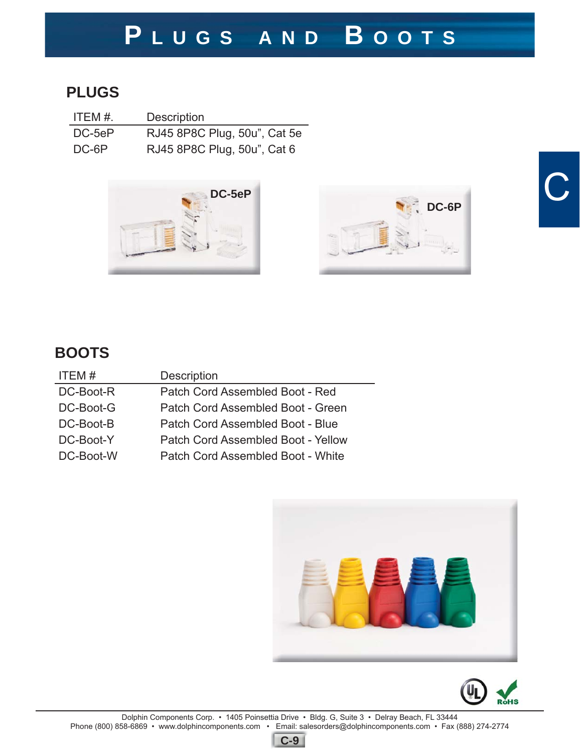# Plugs and Boots

## PLUGS

| ITEM #. | Description |
|---|---|
| DC-5eP | RJ45 8P8C Plug, 50u", Cat 5e |
| DC-6P | RJ45 8P8C Plug, 50u", Cat 6 |

DC-5eP

DC-6P

## BOOTS

| ITEM # | Description |
|---|---|
| DC-Boot-R | Patch Cord Assembled Boot - Red |
| DC-Boot-G | Patch Cord Assembled Boot - Green |
| DC-Boot-B | Patch Cord Assembled Boot - Blue |
| DC-Boot-Y | Patch Cord Assembled Boot - Yellow |
| DC-Boot-W | Patch Cord Assembled Boot - White |

Dolphin Components Corp. • 1405 Poinsettia Drive • Bldg. G, Suite 3 • Delray Beach, FL 33444
Phone (800) 858-6869 • www.dolphincomponents.com • Email: salesorders@dolphincomponents.com • Fax (888) 274-2774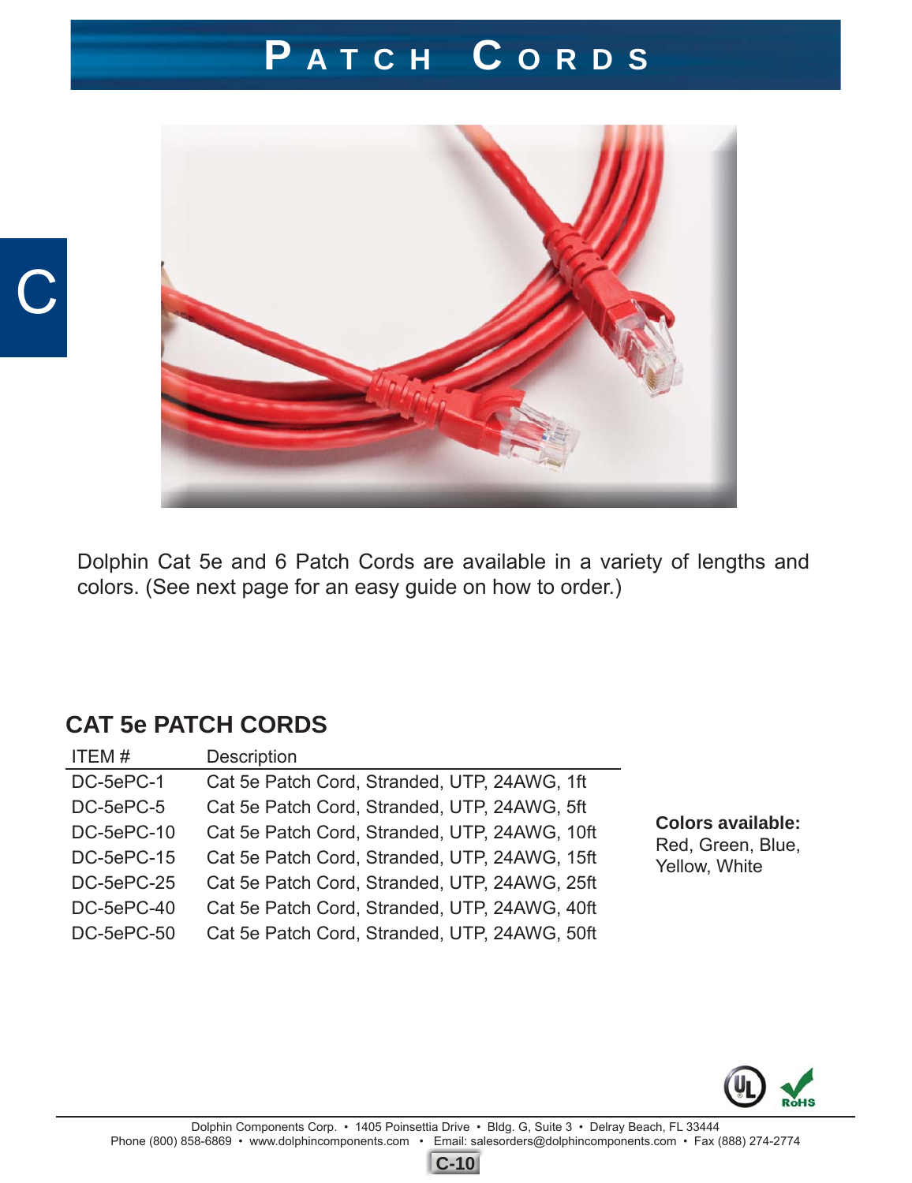# PATCH CORDS

Dolphin Cat 5e and 6 Patch Cords are available in a variety of lengths and colors. (See next page for an easy guide on how to order.)

## CAT 5e PATCH CORDS

| ITEM # | Description |
|---|---|
| DC-5ePC-1 | Cat 5e Patch Cord, Stranded, UTP, 24AWG, 1ft |
| DC-5ePC-5 | Cat 5e Patch Cord, Stranded, UTP, 24AWG, 5ft |
| DC-5ePC-10 | Cat 5e Patch Cord, Stranded, UTP, 24AWG, 10ft |
| DC-5ePC-15 | Cat 5e Patch Cord, Stranded, UTP, 24AWG, 15ft |
| DC-5ePC-25 | Cat 5e Patch Cord, Stranded, UTP, 24AWG, 25ft |
| DC-5ePC-40 | Cat 5e Patch Cord, Stranded, UTP, 24AWG, 40ft |
| DC-5ePC-50 | Cat 5e Patch Cord, Stranded, UTP, 24AWG, 50ft |

**Colors available:**
Red, Green, Blue, Yellow, White

Dolphin Components Corp. • 1405 Poinsettia Drive • Bldg. G, Suite 3 • Delray Beach, FL 33444
Phone (800) 858-6869 • www.dolphincomponents.com • Email: salesorders@dolphincomponents.com • Fax (888) 274-2774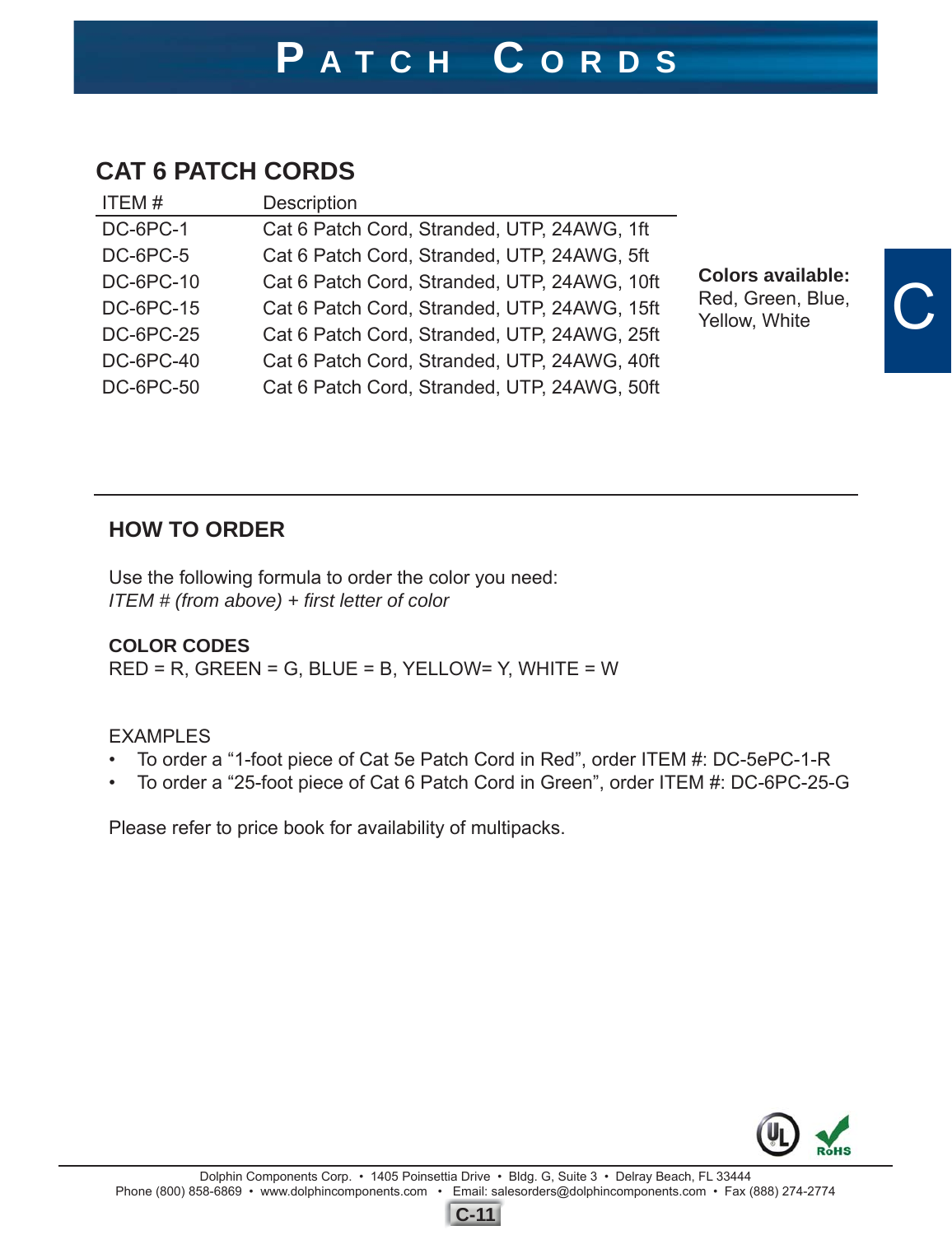# Patch Cords

## CAT 6 PATCH CORDS

| ITEM # | Description |
|---|---|
| DC-6PC-1 | Cat 6 Patch Cord, Stranded, UTP, 24AWG, 1ft |
| DC-6PC-5 | Cat 6 Patch Cord, Stranded, UTP, 24AWG, 5ft |
| DC-6PC-10 | Cat 6 Patch Cord, Stranded, UTP, 24AWG, 10ft |
| DC-6PC-15 | Cat 6 Patch Cord, Stranded, UTP, 24AWG, 15ft |
| DC-6PC-25 | Cat 6 Patch Cord, Stranded, UTP, 24AWG, 25ft |
| DC-6PC-40 | Cat 6 Patch Cord, Stranded, UTP, 24AWG, 40ft |
| DC-6PC-50 | Cat 6 Patch Cord, Stranded, UTP, 24AWG, 50ft |

**Colors available:**
Red, Green, Blue, Yellow, White

C

### HOW TO ORDER

Use the following formula to order the color you need:
*ITEM # (from above) + first letter of color*

**COLOR CODES**
RED = R, GREEN = G, BLUE = B, YELLOW= Y, WHITE = W

EXAMPLES

- To order a “1-foot piece of Cat 5e Patch Cord in Red”, order ITEM #: DC-5ePC-1-R
- To order a “25-foot piece of Cat 6 Patch Cord in Green”, order ITEM #: DC-6PC-25-G

Please refer to price book for availability of multipacks.

Dolphin Components Corp. • 1405 Poinsettia Drive • Bldg. G, Suite 3 • Delray Beach, FL 33444
Phone (800) 858-6869 • www.dolphincomponents.com • Email: salesorders@dolphincomponents.com • Fax (888) 274-2774